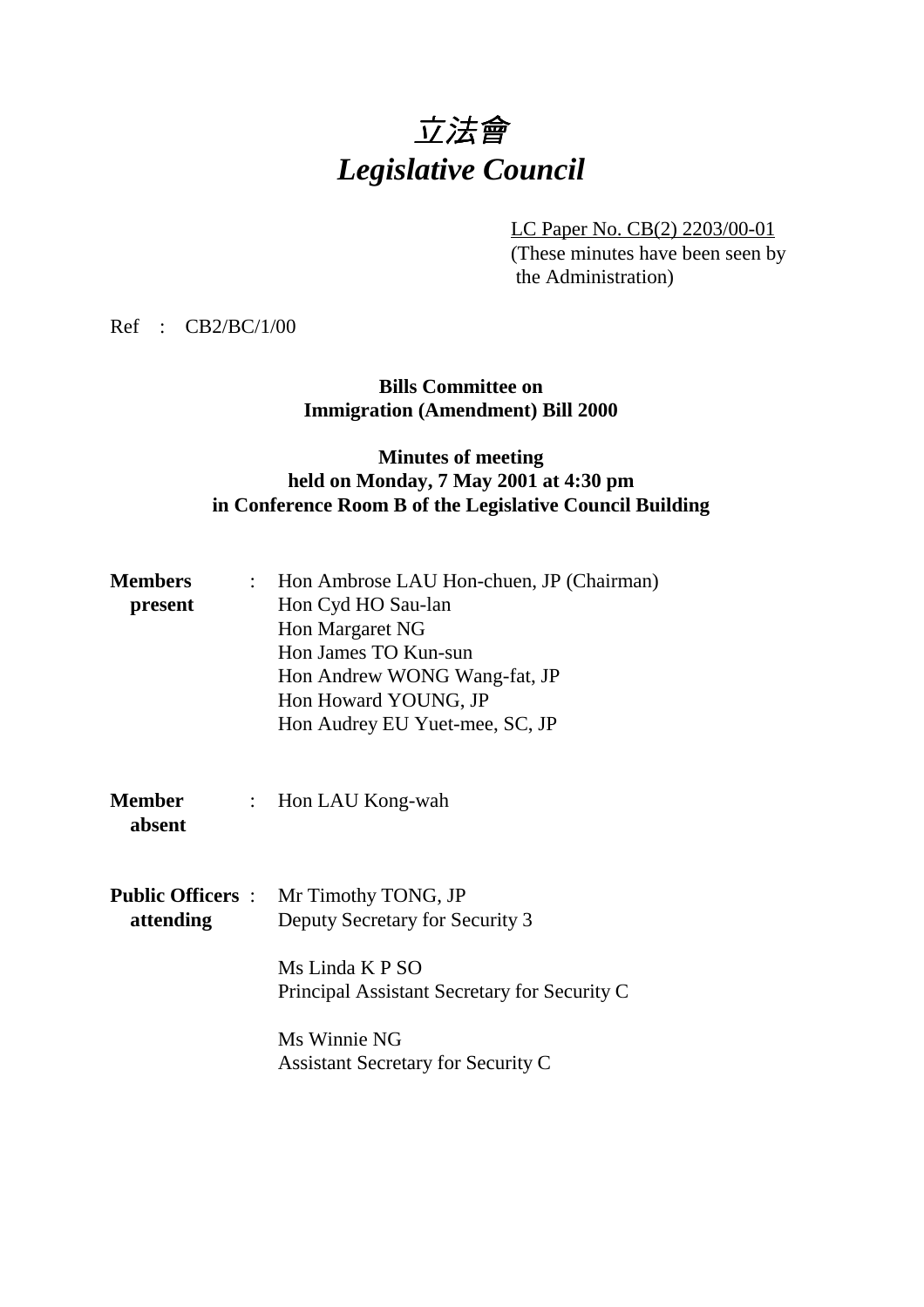# 立法會
# *Legislative Council*

LC Paper No. CB(2) 2203/00-01
(These minutes have been seen by the Administration)

Ref : CB2/BC/1/00

**Bills Committee on**
**Immigration (Amendment) Bill 2000**

**Minutes of meeting**
**held on Monday, 7 May 2001 at 4:30 pm**
**in Conference Room B of the Legislative Council Building**

**Members present** :
Hon Ambrose LAU Hon-chuen, JP (Chairman)
Hon Cyd HO Sau-lan
Hon Margaret NG
Hon James TO Kun-sun
Hon Andrew WONG Wang-fat, JP
Hon Howard YOUNG, JP
Hon Audrey EU Yuet-mee, SC, JP

**Member absent** :
Hon LAU Kong-wah

**Public Officers attending** :
Mr Timothy TONG, JP
Deputy Secretary for Security 3

Ms Linda K P SO
Principal Assistant Secretary for Security C

Ms Winnie NG
Assistant Secretary for Security C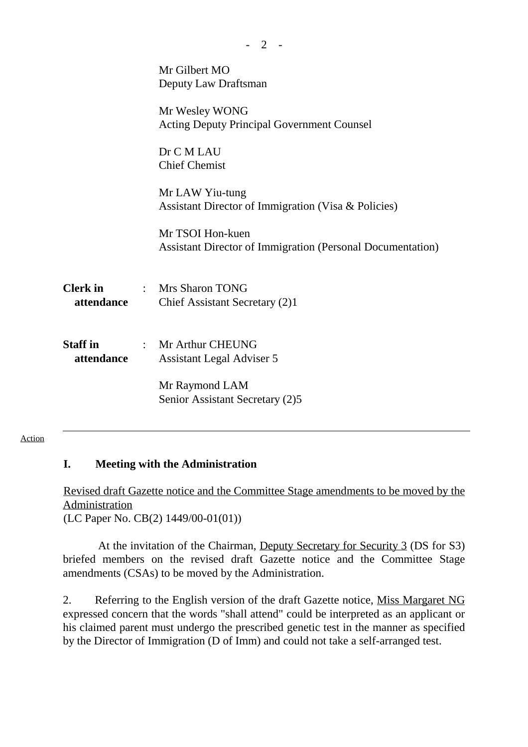Mr Gilbert MO
Deputy Law Draftsman

Mr Wesley WONG
Acting Deputy Principal Government Counsel

Dr C M LAU
Chief Chemist

Mr LAW Yiu-tung
Assistant Director of Immigration (Visa & Policies)

Mr TSOI Hon-kuen
Assistant Director of Immigration (Personal Documentation)

**Clerk in attendance** : Mrs Sharon TONG
Chief Assistant Secretary (2)1

**Staff in attendance** : Mr Arthur CHEUNG
Assistant Legal Adviser 5

Mr Raymond LAM
Senior Assistant Secretary (2)5

---

Action

## I. Meeting with the Administration

Revised draft Gazette notice and the Committee Stage amendments to be moved by the Administration
(LC Paper No. CB(2) 1449/00-01(01))

At the invitation of the Chairman, Deputy Secretary for Security 3 (DS for S3) briefed members on the revised draft Gazette notice and the Committee Stage amendments (CSAs) to be moved by the Administration.

2. Referring to the English version of the draft Gazette notice, Miss Margaret NG expressed concern that the words "shall attend" could be interpreted as an applicant or his claimed parent must undergo the prescribed genetic test in the manner as specified by the Director of Immigration (D of Imm) and could not take a self-arranged test.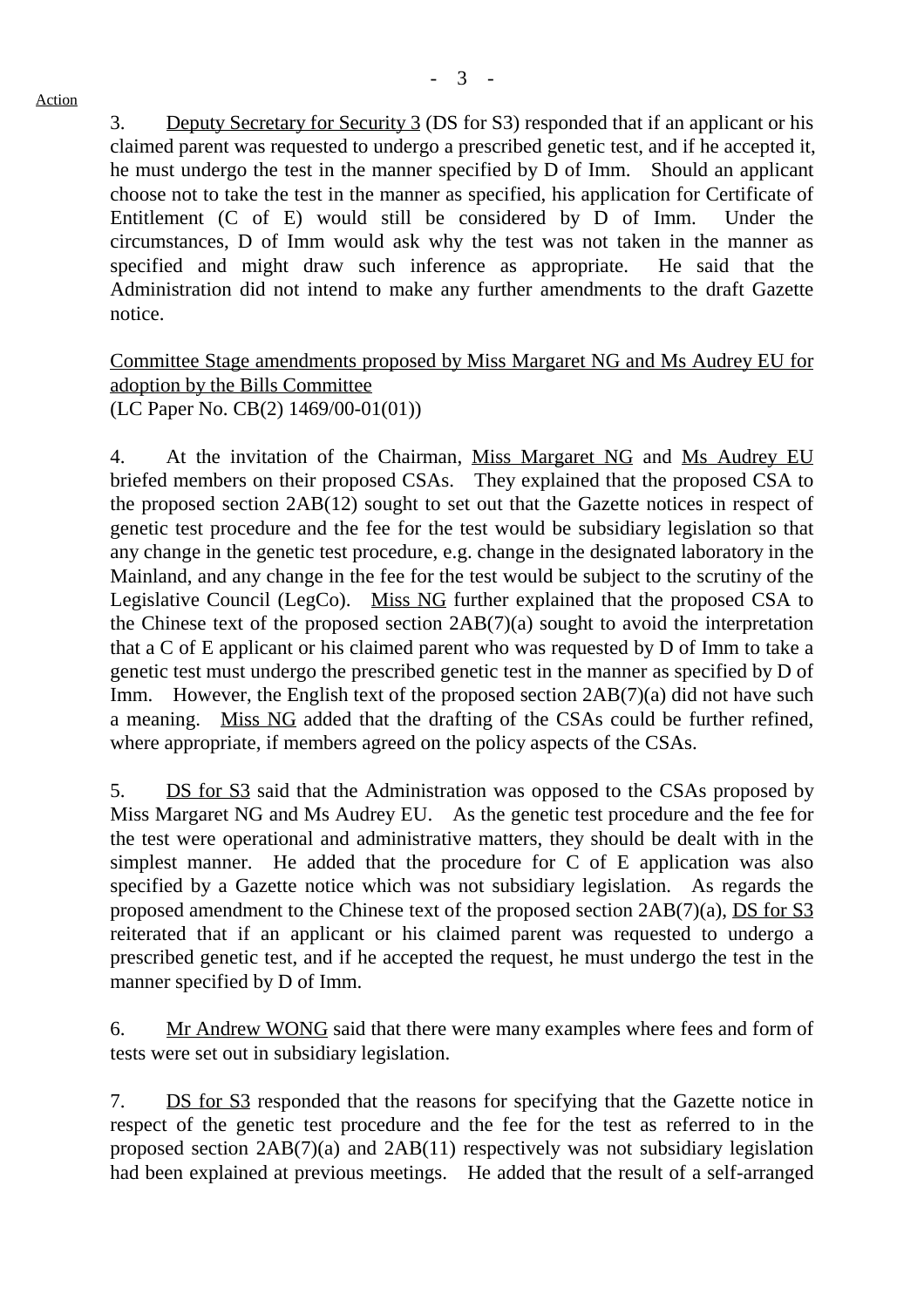3. Deputy Secretary for Security 3 (DS for S3) responded that if an applicant or his claimed parent was requested to undergo a prescribed genetic test, and if he accepted it, he must undergo the test in the manner specified by D of Imm. Should an applicant choose not to take the test in the manner as specified, his application for Certificate of Entitlement (C of E) would still be considered by D of Imm. Under the circumstances, D of Imm would ask why the test was not taken in the manner as specified and might draw such inference as appropriate. He said that the Administration did not intend to make any further amendments to the draft Gazette notice.

Committee Stage amendments proposed by Miss Margaret NG and Ms Audrey EU for adoption by the Bills Committee
(LC Paper No. CB(2) 1469/00-01(01))

4. At the invitation of the Chairman, Miss Margaret NG and Ms Audrey EU briefed members on their proposed CSAs. They explained that the proposed CSA to the proposed section 2AB(12) sought to set out that the Gazette notices in respect of genetic test procedure and the fee for the test would be subsidiary legislation so that any change in the genetic test procedure, e.g. change in the designated laboratory in the Mainland, and any change in the fee for the test would be subject to the scrutiny of the Legislative Council (LegCo). Miss NG further explained that the proposed CSA to the Chinese text of the proposed section 2AB(7)(a) sought to avoid the interpretation that a C of E applicant or his claimed parent who was requested by D of Imm to take a genetic test must undergo the prescribed genetic test in the manner as specified by D of Imm. However, the English text of the proposed section 2AB(7)(a) did not have such a meaning. Miss NG added that the drafting of the CSAs could be further refined, where appropriate, if members agreed on the policy aspects of the CSAs.

5. DS for S3 said that the Administration was opposed to the CSAs proposed by Miss Margaret NG and Ms Audrey EU. As the genetic test procedure and the fee for the test were operational and administrative matters, they should be dealt with in the simplest manner. He added that the procedure for C of E application was also specified by a Gazette notice which was not subsidiary legislation. As regards the proposed amendment to the Chinese text of the proposed section 2AB(7)(a), DS for S3 reiterated that if an applicant or his claimed parent was requested to undergo a prescribed genetic test, and if he accepted the request, he must undergo the test in the manner specified by D of Imm.

6. Mr Andrew WONG said that there were many examples where fees and form of tests were set out in subsidiary legislation.

7. DS for S3 responded that the reasons for specifying that the Gazette notice in respect of the genetic test procedure and the fee for the test as referred to in the proposed section 2AB(7)(a) and 2AB(11) respectively was not subsidiary legislation had been explained at previous meetings. He added that the result of a self-arranged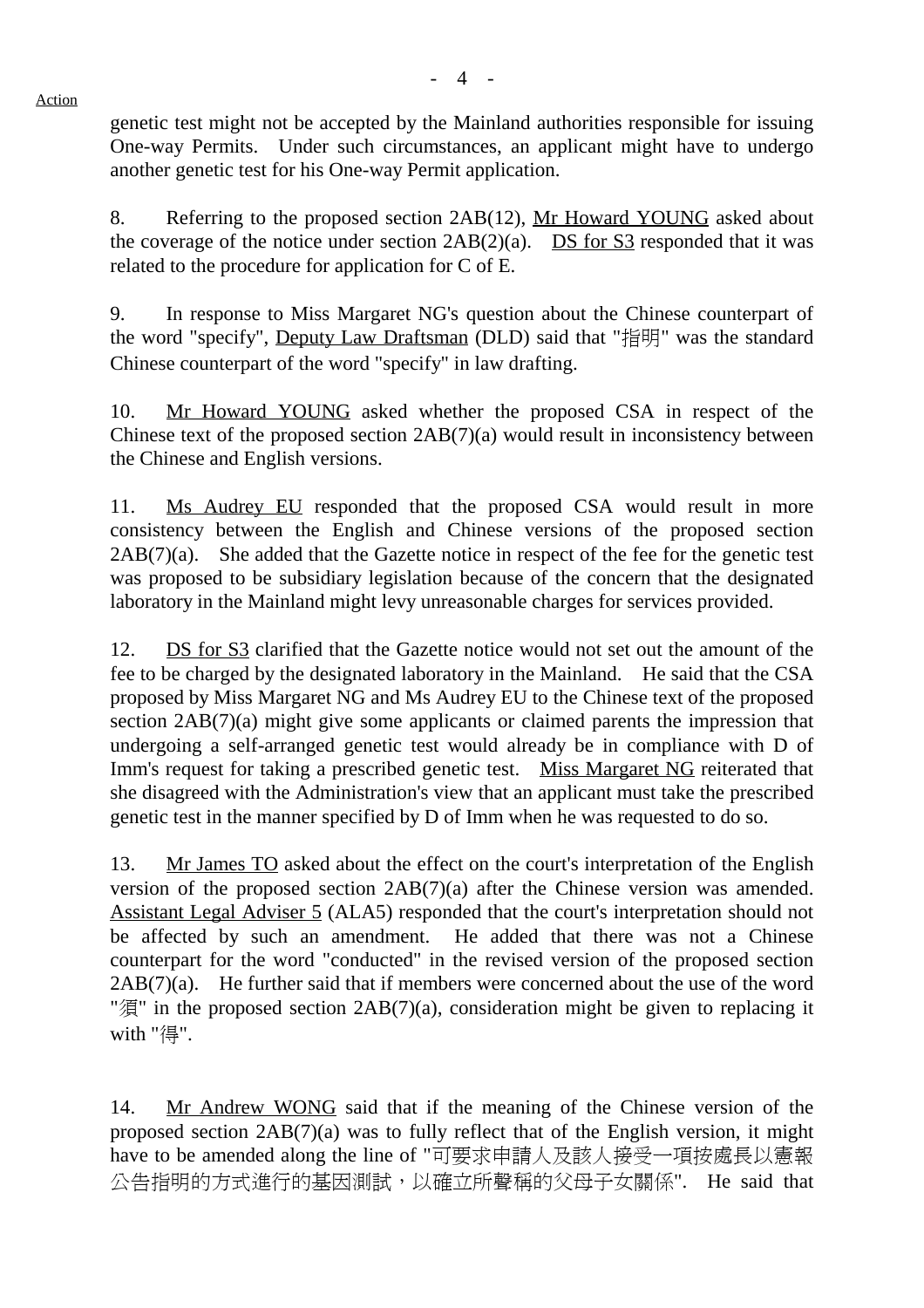Action

genetic test might not be accepted by the Mainland authorities responsible for issuing One-way Permits. Under such circumstances, an applicant might have to undergo another genetic test for his One-way Permit application.

8. Referring to the proposed section 2AB(12), Mr Howard YOUNG asked about the coverage of the notice under section 2AB(2)(a). DS for S3 responded that it was related to the procedure for application for C of E.

9. In response to Miss Margaret NG's question about the Chinese counterpart of the word "specify", Deputy Law Draftsman (DLD) said that "指明" was the standard Chinese counterpart of the word "specify" in law drafting.

10. Mr Howard YOUNG asked whether the proposed CSA in respect of the Chinese text of the proposed section 2AB(7)(a) would result in inconsistency between the Chinese and English versions.

11. Ms Audrey EU responded that the proposed CSA would result in more consistency between the English and Chinese versions of the proposed section 2AB(7)(a). She added that the Gazette notice in respect of the fee for the genetic test was proposed to be subsidiary legislation because of the concern that the designated laboratory in the Mainland might levy unreasonable charges for services provided.

12. DS for S3 clarified that the Gazette notice would not set out the amount of the fee to be charged by the designated laboratory in the Mainland. He said that the CSA proposed by Miss Margaret NG and Ms Audrey EU to the Chinese text of the proposed section 2AB(7)(a) might give some applicants or claimed parents the impression that undergoing a self-arranged genetic test would already be in compliance with D of Imm's request for taking a prescribed genetic test. Miss Margaret NG reiterated that she disagreed with the Administration's view that an applicant must take the prescribed genetic test in the manner specified by D of Imm when he was requested to do so.

13. Mr James TO asked about the effect on the court's interpretation of the English version of the proposed section 2AB(7)(a) after the Chinese version was amended. Assistant Legal Adviser 5 (ALA5) responded that the court's interpretation should not be affected by such an amendment. He added that there was not a Chinese counterpart for the word "conducted" in the revised version of the proposed section 2AB(7)(a). He further said that if members were concerned about the use of the word "須" in the proposed section 2AB(7)(a), consideration might be given to replacing it with "得".

14. Mr Andrew WONG said that if the meaning of the Chinese version of the proposed section 2AB(7)(a) was to fully reflect that of the English version, it might have to be amended along the line of "可要求申請人及該人接受一項按處長以憲報公告指明的方式進行的基因測試，以確立所聲稱的父母子女關係". He said that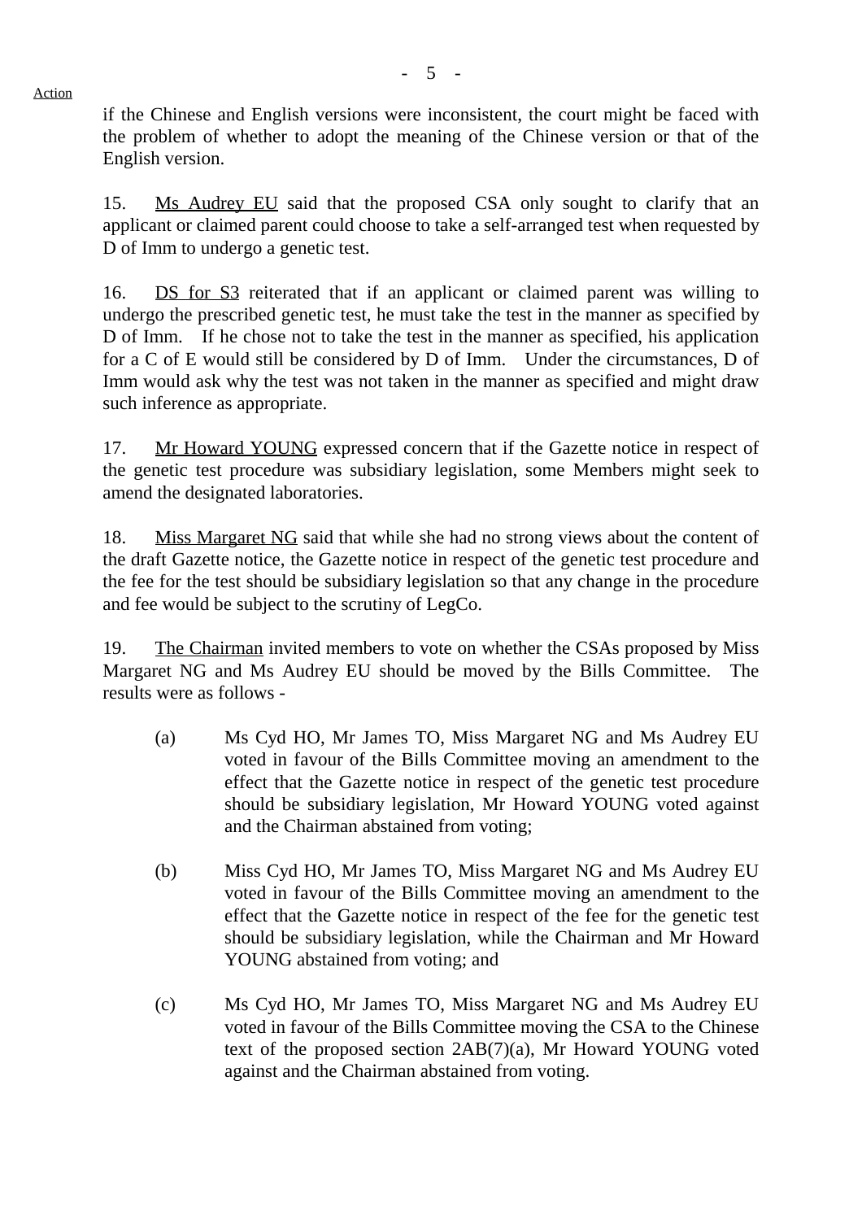if the Chinese and English versions were inconsistent, the court might be faced with the problem of whether to adopt the meaning of the Chinese version or that of the English version.

15. Ms Audrey EU said that the proposed CSA only sought to clarify that an applicant or claimed parent could choose to take a self-arranged test when requested by D of Imm to undergo a genetic test.

16. DS for S3 reiterated that if an applicant or claimed parent was willing to undergo the prescribed genetic test, he must take the test in the manner as specified by D of Imm. If he chose not to take the test in the manner as specified, his application for a C of E would still be considered by D of Imm. Under the circumstances, D of Imm would ask why the test was not taken in the manner as specified and might draw such inference as appropriate.

17. Mr Howard YOUNG expressed concern that if the Gazette notice in respect of the genetic test procedure was subsidiary legislation, some Members might seek to amend the designated laboratories.

18. Miss Margaret NG said that while she had no strong views about the content of the draft Gazette notice, the Gazette notice in respect of the genetic test procedure and the fee for the test should be subsidiary legislation so that any change in the procedure and fee would be subject to the scrutiny of LegCo.

19. The Chairman invited members to vote on whether the CSAs proposed by Miss Margaret NG and Ms Audrey EU should be moved by the Bills Committee. The results were as follows -

(a) Ms Cyd HO, Mr James TO, Miss Margaret NG and Ms Audrey EU voted in favour of the Bills Committee moving an amendment to the effect that the Gazette notice in respect of the genetic test procedure should be subsidiary legislation, Mr Howard YOUNG voted against and the Chairman abstained from voting;

(b) Miss Cyd HO, Mr James TO, Miss Margaret NG and Ms Audrey EU voted in favour of the Bills Committee moving an amendment to the effect that the Gazette notice in respect of the fee for the genetic test should be subsidiary legislation, while the Chairman and Mr Howard YOUNG abstained from voting; and

(c) Ms Cyd HO, Mr James TO, Miss Margaret NG and Ms Audrey EU voted in favour of the Bills Committee moving the CSA to the Chinese text of the proposed section 2AB(7)(a), Mr Howard YOUNG voted against and the Chairman abstained from voting.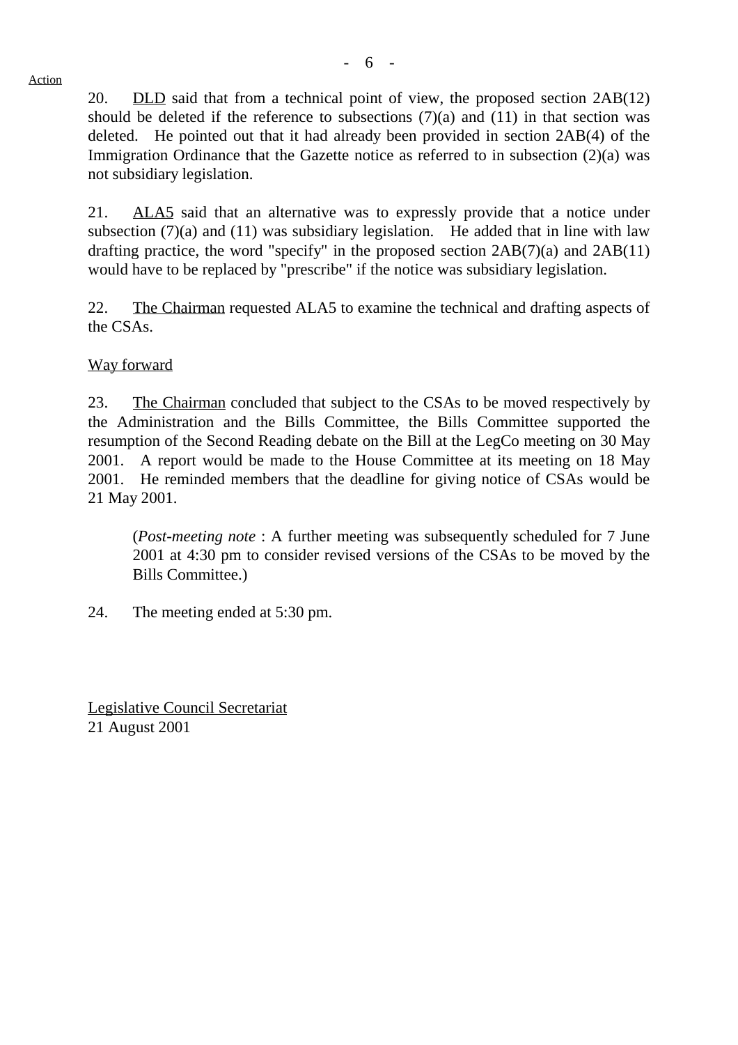Action

20. DLD said that from a technical point of view, the proposed section 2AB(12) should be deleted if the reference to subsections (7)(a) and (11) in that section was deleted. He pointed out that it had already been provided in section 2AB(4) of the Immigration Ordinance that the Gazette notice as referred to in subsection (2)(a) was not subsidiary legislation.

21. ALA5 said that an alternative was to expressly provide that a notice under subsection (7)(a) and (11) was subsidiary legislation. He added that in line with law drafting practice, the word "specify" in the proposed section 2AB(7)(a) and 2AB(11) would have to be replaced by "prescribe" if the notice was subsidiary legislation.

22. The Chairman requested ALA5 to examine the technical and drafting aspects of the CSAs.

Way forward

23. The Chairman concluded that subject to the CSAs to be moved respectively by the Administration and the Bills Committee, the Bills Committee supported the resumption of the Second Reading debate on the Bill at the LegCo meeting on 30 May 2001. A report would be made to the House Committee at its meeting on 18 May 2001. He reminded members that the deadline for giving notice of CSAs would be 21 May 2001.

> (*Post-meeting note* : A further meeting was subsequently scheduled for 7 June 2001 at 4:30 pm to consider revised versions of the CSAs to be moved by the Bills Committee.)

24. The meeting ended at 5:30 pm.

Legislative Council Secretariat
21 August 2001